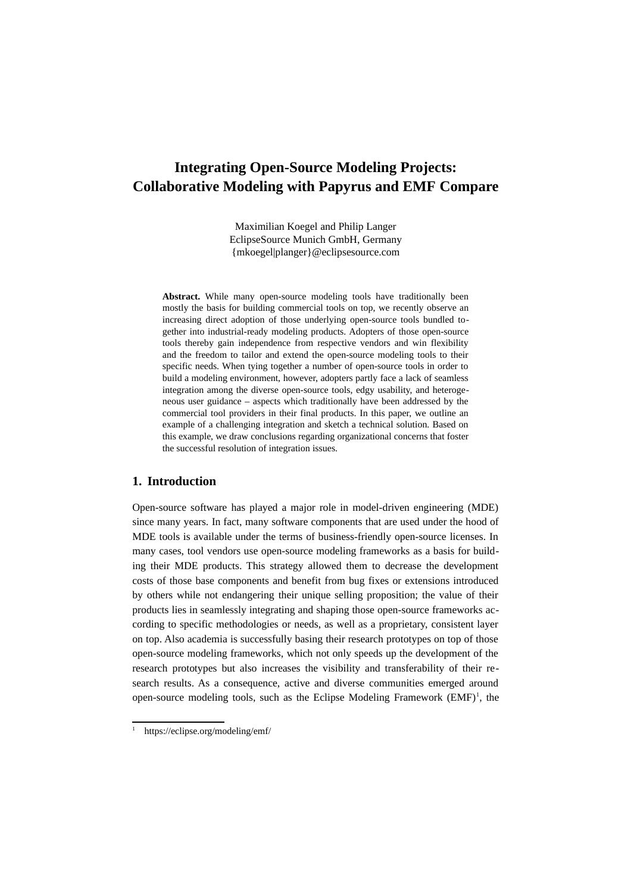# Integrating Open-Source Modeling Projects: Collaborative Modeling with Papyrus and EMF Compare

Maximilian Koegel and Philip Langer
EclipseSource Munich GmbH, Germany
{mkoegel|planger}@eclipsesource.com

**Abstract.** While many open-source modeling tools have traditionally been mostly the basis for building commercial tools on top, we recently observe an increasing direct adoption of those underlying open-source tools bundled together into industrial-ready modeling products. Adopters of those open-source tools thereby gain independence from respective vendors and win flexibility and the freedom to tailor and extend the open-source modeling tools to their specific needs. When tying together a number of open-source tools in order to build a modeling environment, however, adopters partly face a lack of seamless integration among the diverse open-source tools, edgy usability, and heterogeneous user guidance – aspects which traditionally have been addressed by the commercial tool providers in their final products. In this paper, we outline an example of a challenging integration and sketch a technical solution. Based on this example, we draw conclusions regarding organizational concerns that foster the successful resolution of integration issues.

## 1. Introduction

Open-source software has played a major role in model-driven engineering (MDE) since many years. In fact, many software components that are used under the hood of MDE tools is available under the terms of business-friendly open-source licenses. In many cases, tool vendors use open-source modeling frameworks as a basis for building their MDE products. This strategy allowed them to decrease the development costs of those base components and benefit from bug fixes or extensions introduced by others while not endangering their unique selling proposition; the value of their products lies in seamlessly integrating and shaping those open-source frameworks according to specific methodologies or needs, as well as a proprietary, consistent layer on top. Also academia is successfully basing their research prototypes on top of those open-source modeling frameworks, which not only speeds up the development of the research prototypes but also increases the visibility and transferability of their research results. As a consequence, active and diverse communities emerged around open-source modeling tools, such as the Eclipse Modeling Framework (EMF)[1], the

[1] https://eclipse.org/modeling/emf/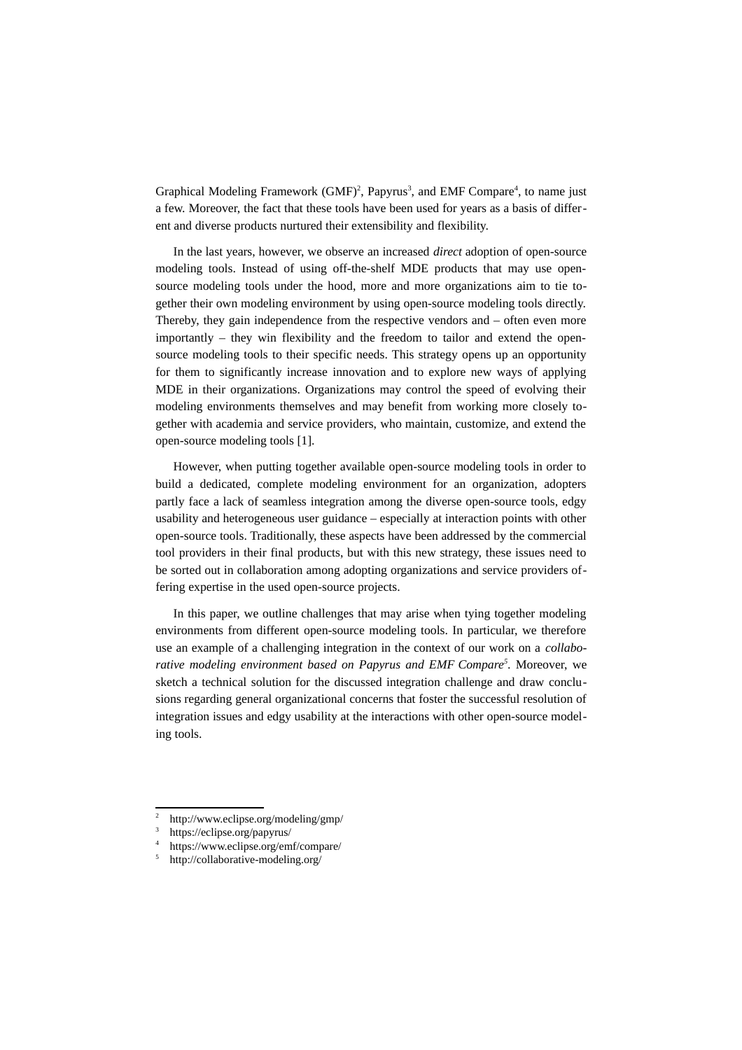Graphical Modeling Framework (GMF)[2], Papyrus[3], and EMF Compare[4], to name just a few. Moreover, the fact that these tools have been used for years as a basis of different and diverse products nurtured their extensibility and flexibility.

In the last years, however, we observe an increased *direct* adoption of open-source modeling tools. Instead of using off-the-shelf MDE products that may use open-source modeling tools under the hood, more and more organizations aim to tie together their own modeling environment by using open-source modeling tools directly. Thereby, they gain independence from the respective vendors and – often even more importantly – they win flexibility and the freedom to tailor and extend the open-source modeling tools to their specific needs. This strategy opens up an opportunity for them to significantly increase innovation and to explore new ways of applying MDE in their organizations. Organizations may control the speed of evolving their modeling environments themselves and may benefit from working more closely together with academia and service providers, who maintain, customize, and extend the open-source modeling tools [1].

However, when putting together available open-source modeling tools in order to build a dedicated, complete modeling environment for an organization, adopters partly face a lack of seamless integration among the diverse open-source tools, edgy usability and heterogeneous user guidance – especially at interaction points with other open-source tools. Traditionally, these aspects have been addressed by the commercial tool providers in their final products, but with this new strategy, these issues need to be sorted out in collaboration among adopting organizations and service providers offering expertise in the used open-source projects.

In this paper, we outline challenges that may arise when tying together modeling environments from different open-source modeling tools. In particular, we therefore use an example of a challenging integration in the context of our work on a *collaborative modeling environment based on Papyrus and EMF Compare*[5]. Moreover, we sketch a technical solution for the discussed integration challenge and draw conclusions regarding general organizational concerns that foster the successful resolution of integration issues and edgy usability at the interactions with other open-source modeling tools.

---

2 http://www.eclipse.org/modeling/gmp/
3 https://eclipse.org/papyrus/
4 https://www.eclipse.org/emf/compare/
5 http://collaborative-modeling.org/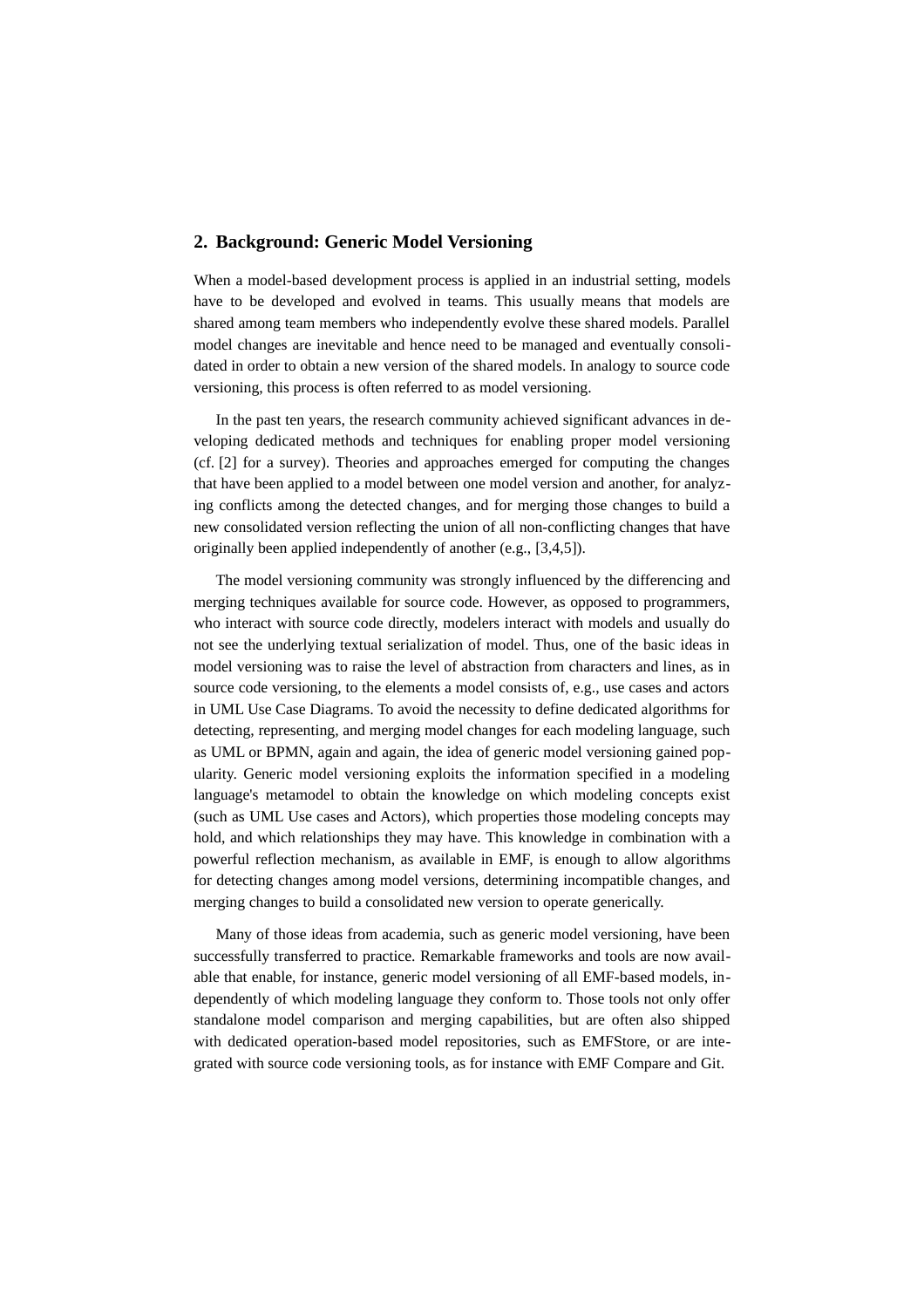## 2. Background: Generic Model Versioning

When a model-based development process is applied in an industrial setting, models have to be developed and evolved in teams. This usually means that models are shared among team members who independently evolve these shared models. Parallel model changes are inevitable and hence need to be managed and eventually consolidated in order to obtain a new version of the shared models. In analogy to source code versioning, this process is often referred to as model versioning.

In the past ten years, the research community achieved significant advances in developing dedicated methods and techniques for enabling proper model versioning (cf. [2] for a survey). Theories and approaches emerged for computing the changes that have been applied to a model between one model version and another, for analyzing conflicts among the detected changes, and for merging those changes to build a new consolidated version reflecting the union of all non-conflicting changes that have originally been applied independently of another (e.g., [3,4,5]).

The model versioning community was strongly influenced by the differencing and merging techniques available for source code. However, as opposed to programmers, who interact with source code directly, modelers interact with models and usually do not see the underlying textual serialization of model. Thus, one of the basic ideas in model versioning was to raise the level of abstraction from characters and lines, as in source code versioning, to the elements a model consists of, e.g., use cases and actors in UML Use Case Diagrams. To avoid the necessity to define dedicated algorithms for detecting, representing, and merging model changes for each modeling language, such as UML or BPMN, again and again, the idea of generic model versioning gained popularity. Generic model versioning exploits the information specified in a modeling language's metamodel to obtain the knowledge on which modeling concepts exist (such as UML Use cases and Actors), which properties those modeling concepts may hold, and which relationships they may have. This knowledge in combination with a powerful reflection mechanism, as available in EMF, is enough to allow algorithms for detecting changes among model versions, determining incompatible changes, and merging changes to build a consolidated new version to operate generically.

Many of those ideas from academia, such as generic model versioning, have been successfully transferred to practice. Remarkable frameworks and tools are now available that enable, for instance, generic model versioning of all EMF-based models, independently of which modeling language they conform to. Those tools not only offer standalone model comparison and merging capabilities, but are often also shipped with dedicated operation-based model repositories, such as EMFStore, or are integrated with source code versioning tools, as for instance with EMF Compare and Git.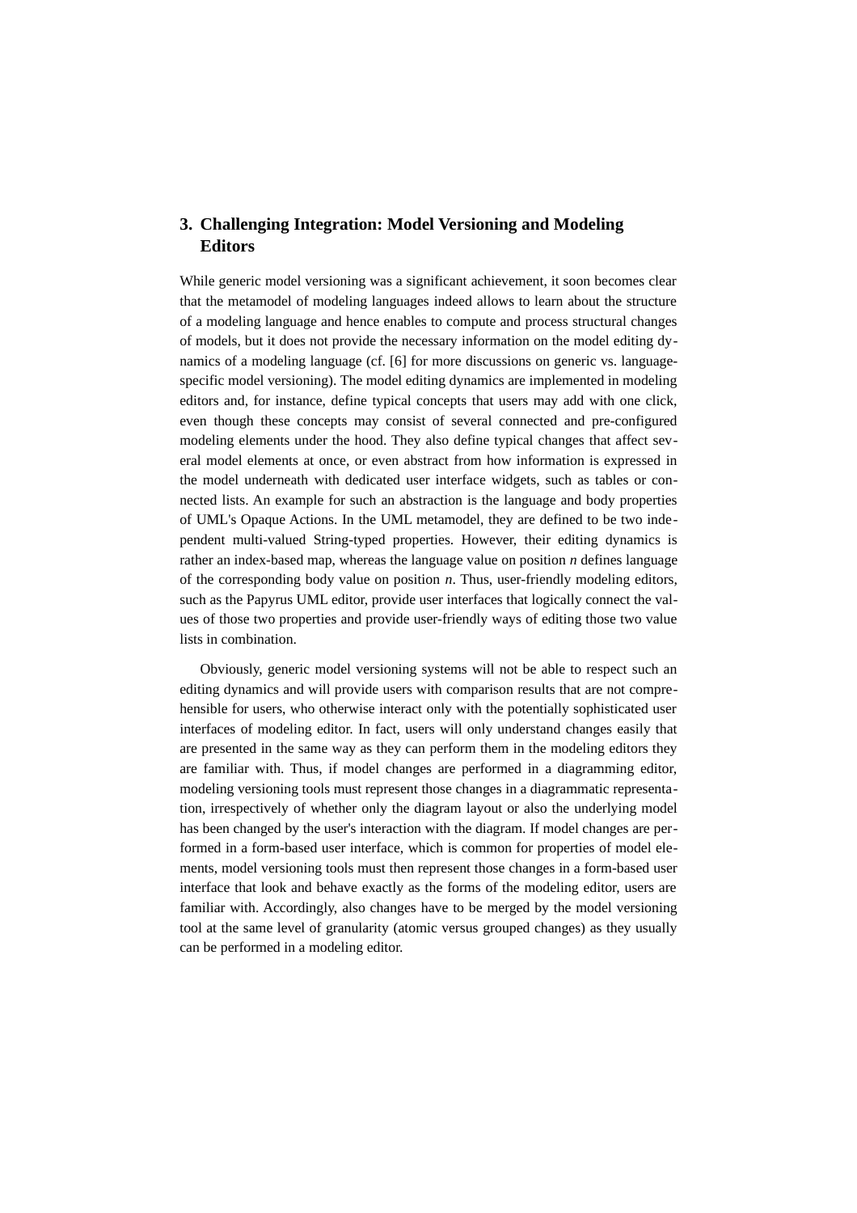## 3. Challenging Integration: Model Versioning and Modeling Editors

While generic model versioning was a significant achievement, it soon becomes clear that the metamodel of modeling languages indeed allows to learn about the structure of a modeling language and hence enables to compute and process structural changes of models, but it does not provide the necessary information on the model editing dynamics of a modeling language (cf. [6] for more discussions on generic vs. language-specific model versioning). The model editing dynamics are implemented in modeling editors and, for instance, define typical concepts that users may add with one click, even though these concepts may consist of several connected and pre-configured modeling elements under the hood. They also define typical changes that affect several model elements at once, or even abstract from how information is expressed in the model underneath with dedicated user interface widgets, such as tables or connected lists. An example for such an abstraction is the language and body properties of UML's Opaque Actions. In the UML metamodel, they are defined to be two independent multi-valued String-typed properties. However, their editing dynamics is rather an index-based map, whereas the language value on position *n* defines language of the corresponding body value on position *n*. Thus, user-friendly modeling editors, such as the Papyrus UML editor, provide user interfaces that logically connect the values of those two properties and provide user-friendly ways of editing those two value lists in combination.

Obviously, generic model versioning systems will not be able to respect such an editing dynamics and will provide users with comparison results that are not comprehensible for users, who otherwise interact only with the potentially sophisticated user interfaces of modeling editor. In fact, users will only understand changes easily that are presented in the same way as they can perform them in the modeling editors they are familiar with. Thus, if model changes are performed in a diagramming editor, modeling versioning tools must represent those changes in a diagrammatic representation, irrespectively of whether only the diagram layout or also the underlying model has been changed by the user's interaction with the diagram. If model changes are performed in a form-based user interface, which is common for properties of model elements, model versioning tools must then represent those changes in a form-based user interface that look and behave exactly as the forms of the modeling editor, users are familiar with. Accordingly, also changes have to be merged by the model versioning tool at the same level of granularity (atomic versus grouped changes) as they usually can be performed in a modeling editor.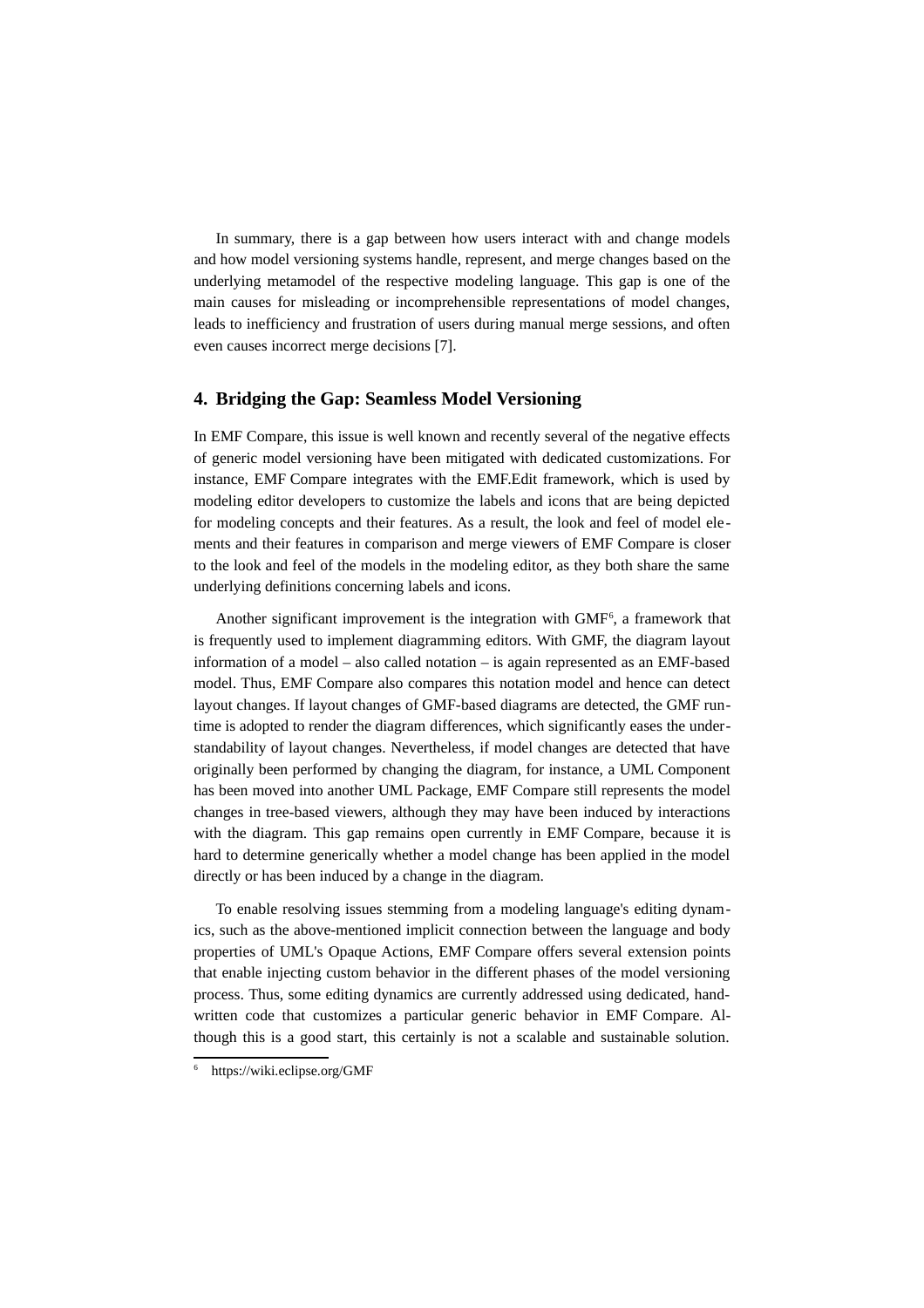In summary, there is a gap between how users interact with and change models and how model versioning systems handle, represent, and merge changes based on the underlying metamodel of the respective modeling language. This gap is one of the main causes for misleading or incomprehensible representations of model changes, leads to inefficiency and frustration of users during manual merge sessions, and often even causes incorrect merge decisions [7].

## 4. Bridging the Gap: Seamless Model Versioning

In EMF Compare, this issue is well known and recently several of the negative effects of generic model versioning have been mitigated with dedicated customizations. For instance, EMF Compare integrates with the EMF.Edit framework, which is used by modeling editor developers to customize the labels and icons that are being depicted for modeling concepts and their features. As a result, the look and feel of model elements and their features in comparison and merge viewers of EMF Compare is closer to the look and feel of the models in the modeling editor, as they both share the same underlying definitions concerning labels and icons.

Another significant improvement is the integration with GMF[6], a framework that is frequently used to implement diagramming editors. With GMF, the diagram layout information of a model – also called notation – is again represented as an EMF-based model. Thus, EMF Compare also compares this notation model and hence can detect layout changes. If layout changes of GMF-based diagrams are detected, the GMF runtime is adopted to render the diagram differences, which significantly eases the understandability of layout changes. Nevertheless, if model changes are detected that have originally been performed by changing the diagram, for instance, a UML Component has been moved into another UML Package, EMF Compare still represents the model changes in tree-based viewers, although they may have been induced by interactions with the diagram. This gap remains open currently in EMF Compare, because it is hard to determine generically whether a model change has been applied in the model directly or has been induced by a change in the diagram.

To enable resolving issues stemming from a modeling language's editing dynamics, such as the above-mentioned implicit connection between the language and body properties of UML's Opaque Actions, EMF Compare offers several extension points that enable injecting custom behavior in the different phases of the model versioning process. Thus, some editing dynamics are currently addressed using dedicated, handwritten code that customizes a particular generic behavior in EMF Compare. Although this is a good start, this certainly is not a scalable and sustainable solution.

[6] https://wiki.eclipse.org/GMF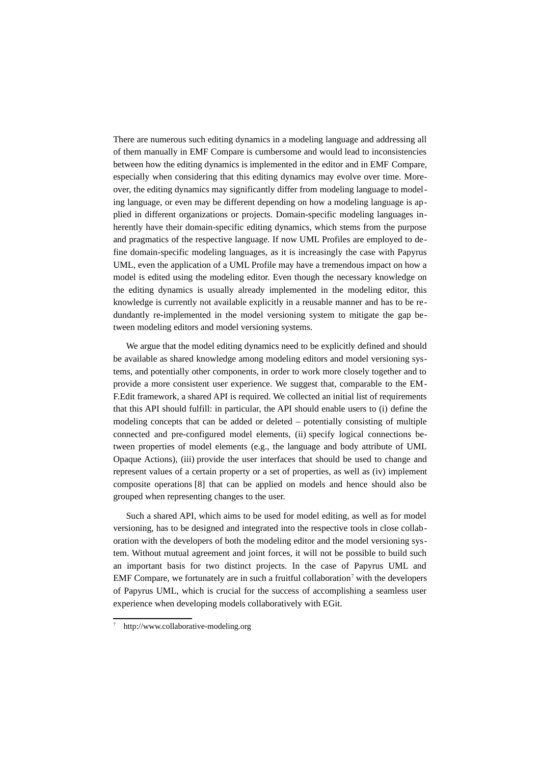There are numerous such editing dynamics in a modeling language and addressing all of them manually in EMF Compare is cumbersome and would lead to inconsistencies between how the editing dynamics is implemented in the editor and in EMF Compare, especially when considering that this editing dynamics may evolve over time. Moreover, the editing dynamics may significantly differ from modeling language to modeling language, or even may be different depending on how a modeling language is applied in different organizations or projects. Domain-specific modeling languages inherently have their domain-specific editing dynamics, which stems from the purpose and pragmatics of the respective language. If now UML Profiles are employed to define domain-specific modeling languages, as it is increasingly the case with Papyrus UML, even the application of a UML Profile may have a tremendous impact on how a model is edited using the modeling editor. Even though the necessary knowledge on the editing dynamics is usually already implemented in the modeling editor, this knowledge is currently not available explicitly in a reusable manner and has to be redundantly re-implemented in the model versioning system to mitigate the gap between modeling editors and model versioning systems.

We argue that the model editing dynamics need to be explicitly defined and should be available as shared knowledge among modeling editors and model versioning systems, and potentially other components, in order to work more closely together and to provide a more consistent user experience. We suggest that, comparable to the EMF.Edit framework, a shared API is required. We collected an initial list of requirements that this API should fulfill: in particular, the API should enable users to (i) define the modeling concepts that can be added or deleted – potentially consisting of multiple connected and pre-configured model elements, (ii) specify logical connections between properties of model elements (e.g., the language and body attribute of UML Opaque Actions), (iii) provide the user interfaces that should be used to change and represent values of a certain property or a set of properties, as well as (iv) implement composite operations [8] that can be applied on models and hence should also be grouped when representing changes to the user.

Such a shared API, which aims to be used for model editing, as well as for model versioning, has to be designed and integrated into the respective tools in close collaboration with the developers of both the modeling editor and the model versioning system. Without mutual agreement and joint forces, it will not be possible to build such an important basis for two distinct projects. In the case of Papyrus UML and EMF Compare, we fortunately are in such a fruitful collaboration[7] with the developers of Papyrus UML, which is crucial for the success of accomplishing a seamless user experience when developing models collaboratively with EGit.

[7] http://www.collaborative-modeling.org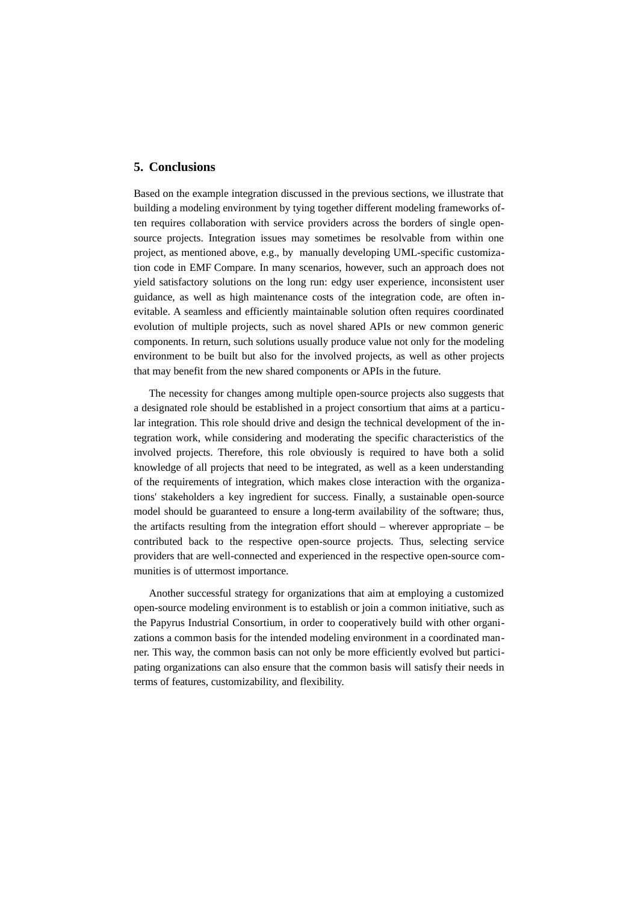## 5. Conclusions

Based on the example integration discussed in the previous sections, we illustrate that building a modeling environment by tying together different modeling frameworks often requires collaboration with service providers across the borders of single open-source projects. Integration issues may sometimes be resolvable from within one project, as mentioned above, e.g., by manually developing UML-specific customization code in EMF Compare. In many scenarios, however, such an approach does not yield satisfactory solutions on the long run: edgy user experience, inconsistent user guidance, as well as high maintenance costs of the integration code, are often inevitable. A seamless and efficiently maintainable solution often requires coordinated evolution of multiple projects, such as novel shared APIs or new common generic components. In return, such solutions usually produce value not only for the modeling environment to be built but also for the involved projects, as well as other projects that may benefit from the new shared components or APIs in the future.

The necessity for changes among multiple open-source projects also suggests that a designated role should be established in a project consortium that aims at a particular integration. This role should drive and design the technical development of the integration work, while considering and moderating the specific characteristics of the involved projects. Therefore, this role obviously is required to have both a solid knowledge of all projects that need to be integrated, as well as a keen understanding of the requirements of integration, which makes close interaction with the organizations' stakeholders a key ingredient for success. Finally, a sustainable open-source model should be guaranteed to ensure a long-term availability of the software; thus, the artifacts resulting from the integration effort should – wherever appropriate – be contributed back to the respective open-source projects. Thus, selecting service providers that are well-connected and experienced in the respective open-source communities is of uttermost importance.

Another successful strategy for organizations that aim at employing a customized open-source modeling environment is to establish or join a common initiative, such as the Papyrus Industrial Consortium, in order to cooperatively build with other organizations a common basis for the intended modeling environment in a coordinated manner. This way, the common basis can not only be more efficiently evolved but participating organizations can also ensure that the common basis will satisfy their needs in terms of features, customizability, and flexibility.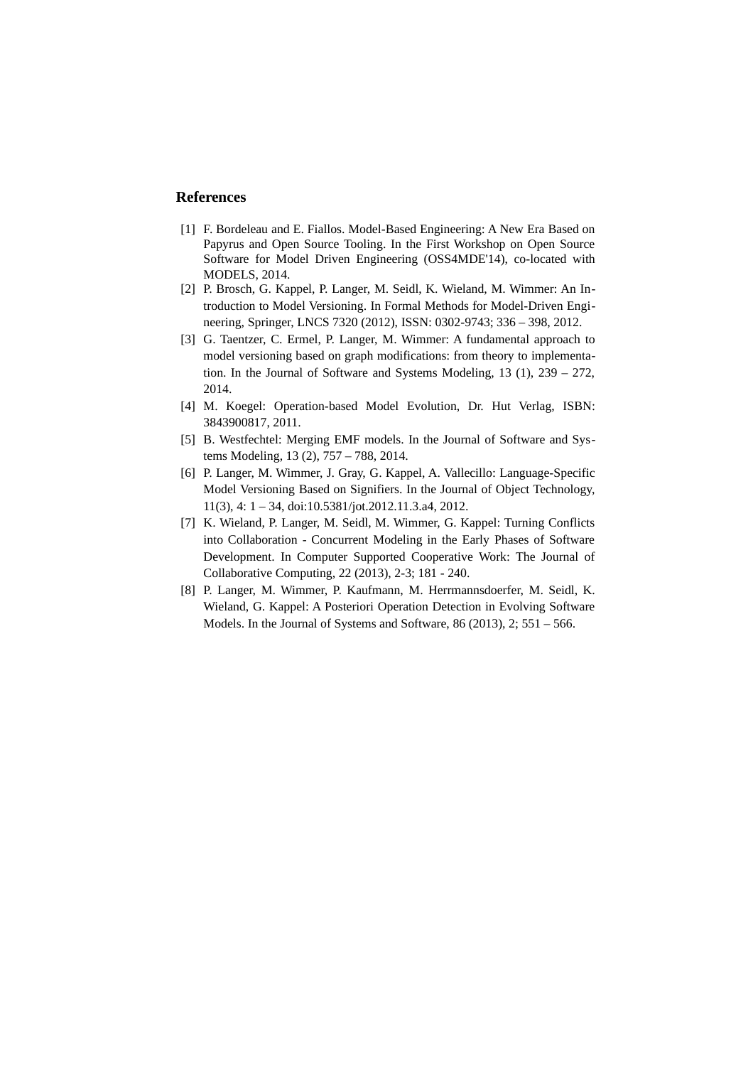## References

[1] F. Bordeleau and E. Fiallos. Model-Based Engineering: A New Era Based on Papyrus and Open Source Tooling. In the First Workshop on Open Source Software for Model Driven Engineering (OSS4MDE'14), co-located with MODELS, 2014.

[2] P. Brosch, G. Kappel, P. Langer, M. Seidl, K. Wieland, M. Wimmer: An Introduction to Model Versioning. In Formal Methods for Model-Driven Engineering, Springer, LNCS 7320 (2012), ISSN: 0302-9743; 336 – 398, 2012.

[3] G. Taentzer, C. Ermel, P. Langer, M. Wimmer: A fundamental approach to model versioning based on graph modifications: from theory to implementation. In the Journal of Software and Systems Modeling, 13 (1), 239 – 272, 2014.

[4] M. Koegel: Operation-based Model Evolution, Dr. Hut Verlag, ISBN: 3843900817, 2011.

[5] B. Westfechtel: Merging EMF models. In the Journal of Software and Systems Modeling, 13 (2), 757 – 788, 2014.

[6] P. Langer, M. Wimmer, J. Gray, G. Kappel, A. Vallecillo: Language-Specific Model Versioning Based on Signifiers. In the Journal of Object Technology, 11(3), 4: 1 – 34, doi:10.5381/jot.2012.11.3.a4, 2012.

[7] K. Wieland, P. Langer, M. Seidl, M. Wimmer, G. Kappel: Turning Conflicts into Collaboration - Concurrent Modeling in the Early Phases of Software Development. In Computer Supported Cooperative Work: The Journal of Collaborative Computing, 22 (2013), 2-3; 181 - 240.

[8] P. Langer, M. Wimmer, P. Kaufmann, M. Herrmannsdoerfer, M. Seidl, K. Wieland, G. Kappel: A Posteriori Operation Detection in Evolving Software Models. In the Journal of Systems and Software, 86 (2013), 2; 551 – 566.